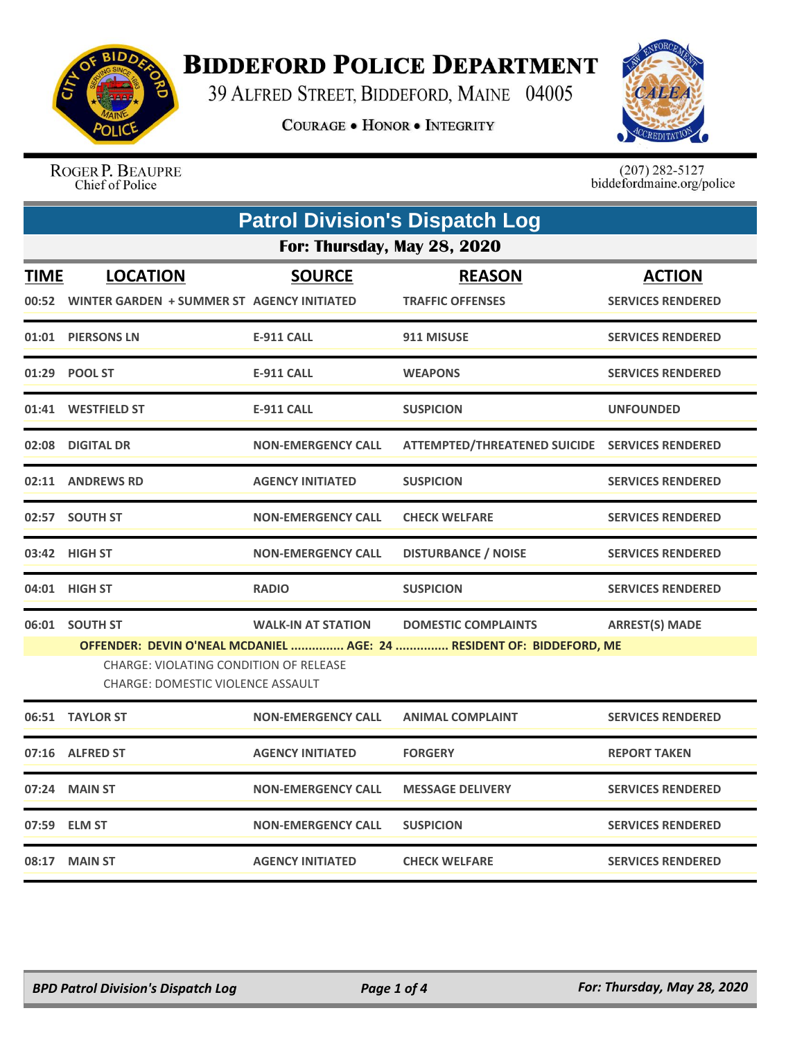# BIDDEFORD POLICE DEPARTMENT

39 ALFRED STREET, BIDDEFORD, MAINE 04005

COURAGE • HONOR • INTEGRITY

ROGER P. BEAUPRE
Chief of Police

(207) 282-5127
biddefordmaine.org/police

## Patrol Division's Dispatch Log

### For: Thursday, May 28, 2020

| TIME | LOCATION | SOURCE | REASON | ACTION |
|---|---|---|---|---|
| 00:52 | WINTER GARDEN + SUMMER ST | AGENCY INITIATED | TRAFFIC OFFENSES | SERVICES RENDERED |
| 01:01 | PIERSONS LN | E-911 CALL | 911 MISUSE | SERVICES RENDERED |
| 01:29 | POOL ST | E-911 CALL | WEAPONS | SERVICES RENDERED |
| 01:41 | WESTFIELD ST | E-911 CALL | SUSPICION | UNFOUNDED |
| 02:08 | DIGITAL DR | NON-EMERGENCY CALL | ATTEMPTED/THREATENED SUICIDE | SERVICES RENDERED |
| 02:11 | ANDREWS RD | AGENCY INITIATED | SUSPICION | SERVICES RENDERED |
| 02:57 | SOUTH ST | NON-EMERGENCY CALL | CHECK WELFARE | SERVICES RENDERED |
| 03:42 | HIGH ST | NON-EMERGENCY CALL | DISTURBANCE / NOISE | SERVICES RENDERED |
| 04:01 | HIGH ST | RADIO | SUSPICION | SERVICES RENDERED |
| 06:01 | SOUTH ST | WALK-IN AT STATION | DOMESTIC COMPLAINTS | ARREST(S) MADE |

**OFFENDER: DEVIN O'NEAL MCDANIEL ............... AGE: 24 ............... RESIDENT OF: BIDDEFORD, ME**

CHARGE: VIOLATING CONDITION OF RELEASE
CHARGE: DOMESTIC VIOLENCE ASSAULT

| TIME | LOCATION | SOURCE | REASON | ACTION |
|---|---|---|---|---|
| 06:51 | TAYLOR ST | NON-EMERGENCY CALL | ANIMAL COMPLAINT | SERVICES RENDERED |
| 07:16 | ALFRED ST | AGENCY INITIATED | FORGERY | REPORT TAKEN |
| 07:24 | MAIN ST | NON-EMERGENCY CALL | MESSAGE DELIVERY | SERVICES RENDERED |
| 07:59 | ELM ST | NON-EMERGENCY CALL | SUSPICION | SERVICES RENDERED |
| 08:17 | MAIN ST | AGENCY INITIATED | CHECK WELFARE | SERVICES RENDERED |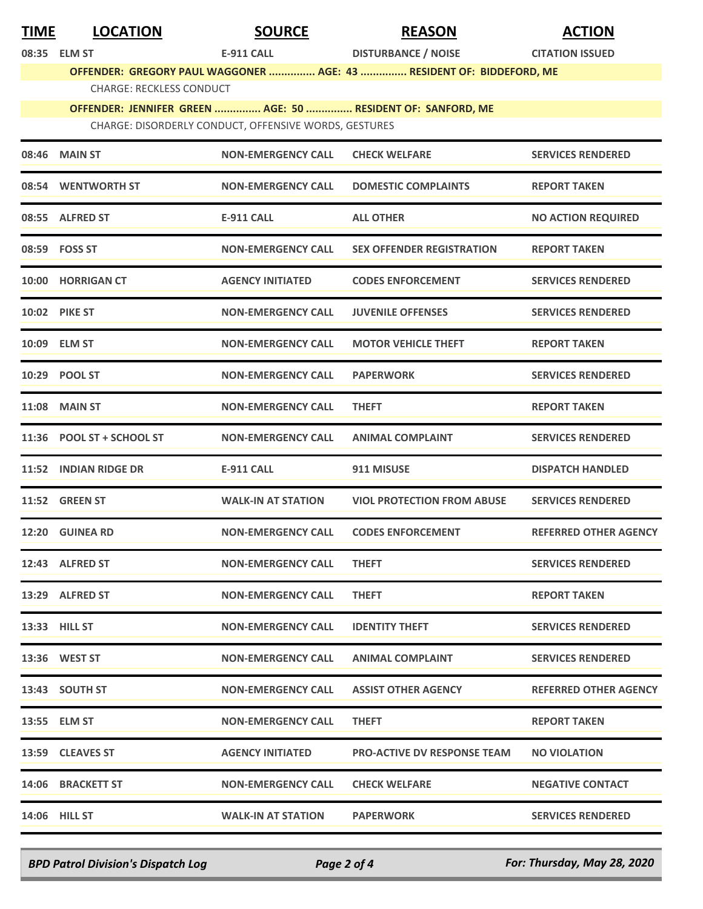| TIME | LOCATION | SOURCE | REASON | ACTION |
|---|---|---|---|---|
| 08:35 | ELM ST | E-911 CALL | DISTURBANCE / NOISE | CITATION ISSUED |
| | OFFENDER: GREGORY PAUL WAGGONER ............... AGE: 43 ............... RESIDENT OF: BIDDEFORD, ME | | | |
| | CHARGE: RECKLESS CONDUCT | | | |
| | OFFENDER: JENNIFER GREEN ............... AGE: 50 ............... RESIDENT OF: SANFORD, ME | | | |
| | CHARGE: DISORDERLY CONDUCT, OFFENSIVE WORDS, GESTURES | | | |
| 08:46 | MAIN ST | NON-EMERGENCY CALL | CHECK WELFARE | SERVICES RENDERED |
| 08:54 | WENTWORTH ST | NON-EMERGENCY CALL | DOMESTIC COMPLAINTS | REPORT TAKEN |
| 08:55 | ALFRED ST | E-911 CALL | ALL OTHER | NO ACTION REQUIRED |
| 08:59 | FOSS ST | NON-EMERGENCY CALL | SEX OFFENDER REGISTRATION | REPORT TAKEN |
| 10:00 | HORRIGAN CT | AGENCY INITIATED | CODES ENFORCEMENT | SERVICES RENDERED |
| 10:02 | PIKE ST | NON-EMERGENCY CALL | JUVENILE OFFENSES | SERVICES RENDERED |
| 10:09 | ELM ST | NON-EMERGENCY CALL | MOTOR VEHICLE THEFT | REPORT TAKEN |
| 10:29 | POOL ST | NON-EMERGENCY CALL | PAPERWORK | SERVICES RENDERED |
| 11:08 | MAIN ST | NON-EMERGENCY CALL | THEFT | REPORT TAKEN |
| 11:36 | POOL ST + SCHOOL ST | NON-EMERGENCY CALL | ANIMAL COMPLAINT | SERVICES RENDERED |
| 11:52 | INDIAN RIDGE DR | E-911 CALL | 911 MISUSE | DISPATCH HANDLED |
| 11:52 | GREEN ST | WALK-IN AT STATION | VIOL PROTECTION FROM ABUSE | SERVICES RENDERED |
| 12:20 | GUINEA RD | NON-EMERGENCY CALL | CODES ENFORCEMENT | REFERRED OTHER AGENCY |
| 12:43 | ALFRED ST | NON-EMERGENCY CALL | THEFT | SERVICES RENDERED |
| 13:29 | ALFRED ST | NON-EMERGENCY CALL | THEFT | REPORT TAKEN |
| 13:33 | HILL ST | NON-EMERGENCY CALL | IDENTITY THEFT | SERVICES RENDERED |
| 13:36 | WEST ST | NON-EMERGENCY CALL | ANIMAL COMPLAINT | SERVICES RENDERED |
| 13:43 | SOUTH ST | NON-EMERGENCY CALL | ASSIST OTHER AGENCY | REFERRED OTHER AGENCY |
| 13:55 | ELM ST | NON-EMERGENCY CALL | THEFT | REPORT TAKEN |
| 13:59 | CLEAVES ST | AGENCY INITIATED | PRO-ACTIVE DV RESPONSE TEAM | NO VIOLATION |
| 14:06 | BRACKETT ST | NON-EMERGENCY CALL | CHECK WELFARE | NEGATIVE CONTACT |
| 14:06 | HILL ST | WALK-IN AT STATION | PAPERWORK | SERVICES RENDERED |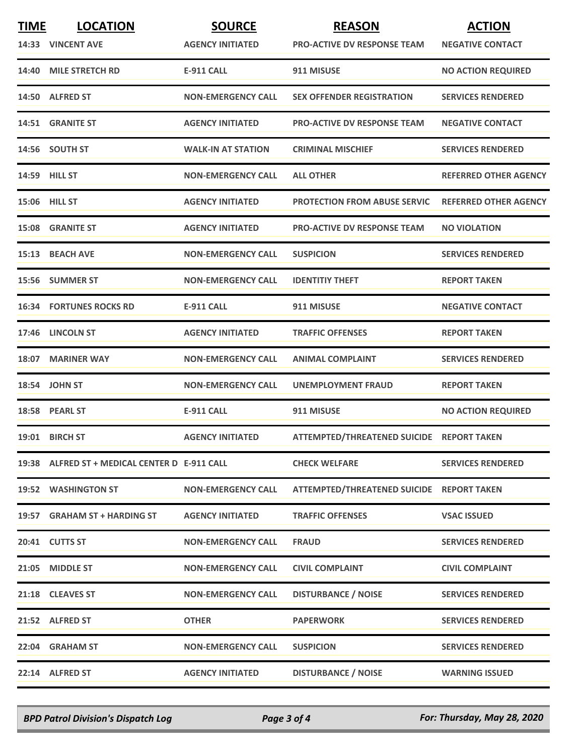| TIME | LOCATION | SOURCE | REASON | ACTION |
|---|---|---|---|---|
| 14:33 | VINCENT AVE | AGENCY INITIATED | PRO-ACTIVE DV RESPONSE TEAM | NEGATIVE CONTACT |
| 14:40 | MILE STRETCH RD | E-911 CALL | 911 MISUSE | NO ACTION REQUIRED |
| 14:50 | ALFRED ST | NON-EMERGENCY CALL | SEX OFFENDER REGISTRATION | SERVICES RENDERED |
| 14:51 | GRANITE ST | AGENCY INITIATED | PRO-ACTIVE DV RESPONSE TEAM | NEGATIVE CONTACT |
| 14:56 | SOUTH ST | WALK-IN AT STATION | CRIMINAL MISCHIEF | SERVICES RENDERED |
| 14:59 | HILL ST | NON-EMERGENCY CALL | ALL OTHER | REFERRED OTHER AGENCY |
| 15:06 | HILL ST | AGENCY INITIATED | PROTECTION FROM ABUSE SERVIC | REFERRED OTHER AGENCY |
| 15:08 | GRANITE ST | AGENCY INITIATED | PRO-ACTIVE DV RESPONSE TEAM | NO VIOLATION |
| 15:13 | BEACH AVE | NON-EMERGENCY CALL | SUSPICION | SERVICES RENDERED |
| 15:56 | SUMMER ST | NON-EMERGENCY CALL | IDENTITIY THEFT | REPORT TAKEN |
| 16:34 | FORTUNES ROCKS RD | E-911 CALL | 911 MISUSE | NEGATIVE CONTACT |
| 17:46 | LINCOLN ST | AGENCY INITIATED | TRAFFIC OFFENSES | REPORT TAKEN |
| 18:07 | MARINER WAY | NON-EMERGENCY CALL | ANIMAL COMPLAINT | SERVICES RENDERED |
| 18:54 | JOHN ST | NON-EMERGENCY CALL | UNEMPLOYMENT FRAUD | REPORT TAKEN |
| 18:58 | PEARL ST | E-911 CALL | 911 MISUSE | NO ACTION REQUIRED |
| 19:01 | BIRCH ST | AGENCY INITIATED | ATTEMPTED/THREATENED SUICIDE | REPORT TAKEN |
| 19:38 | ALFRED ST + MEDICAL CENTER D | E-911 CALL | CHECK WELFARE | SERVICES RENDERED |
| 19:52 | WASHINGTON ST | NON-EMERGENCY CALL | ATTEMPTED/THREATENED SUICIDE | REPORT TAKEN |
| 19:57 | GRAHAM ST + HARDING ST | AGENCY INITIATED | TRAFFIC OFFENSES | VSAC ISSUED |
| 20:41 | CUTTS ST | NON-EMERGENCY CALL | FRAUD | SERVICES RENDERED |
| 21:05 | MIDDLE ST | NON-EMERGENCY CALL | CIVIL COMPLAINT | CIVIL COMPLAINT |
| 21:18 | CLEAVES ST | NON-EMERGENCY CALL | DISTURBANCE / NOISE | SERVICES RENDERED |
| 21:52 | ALFRED ST | OTHER | PAPERWORK | SERVICES RENDERED |
| 22:04 | GRAHAM ST | NON-EMERGENCY CALL | SUSPICION | SERVICES RENDERED |
| 22:14 | ALFRED ST | AGENCY INITIATED | DISTURBANCE / NOISE | WARNING ISSUED |

*BPD Patrol Division's Dispatch Log* — *For: Thursday, May 28, 2020*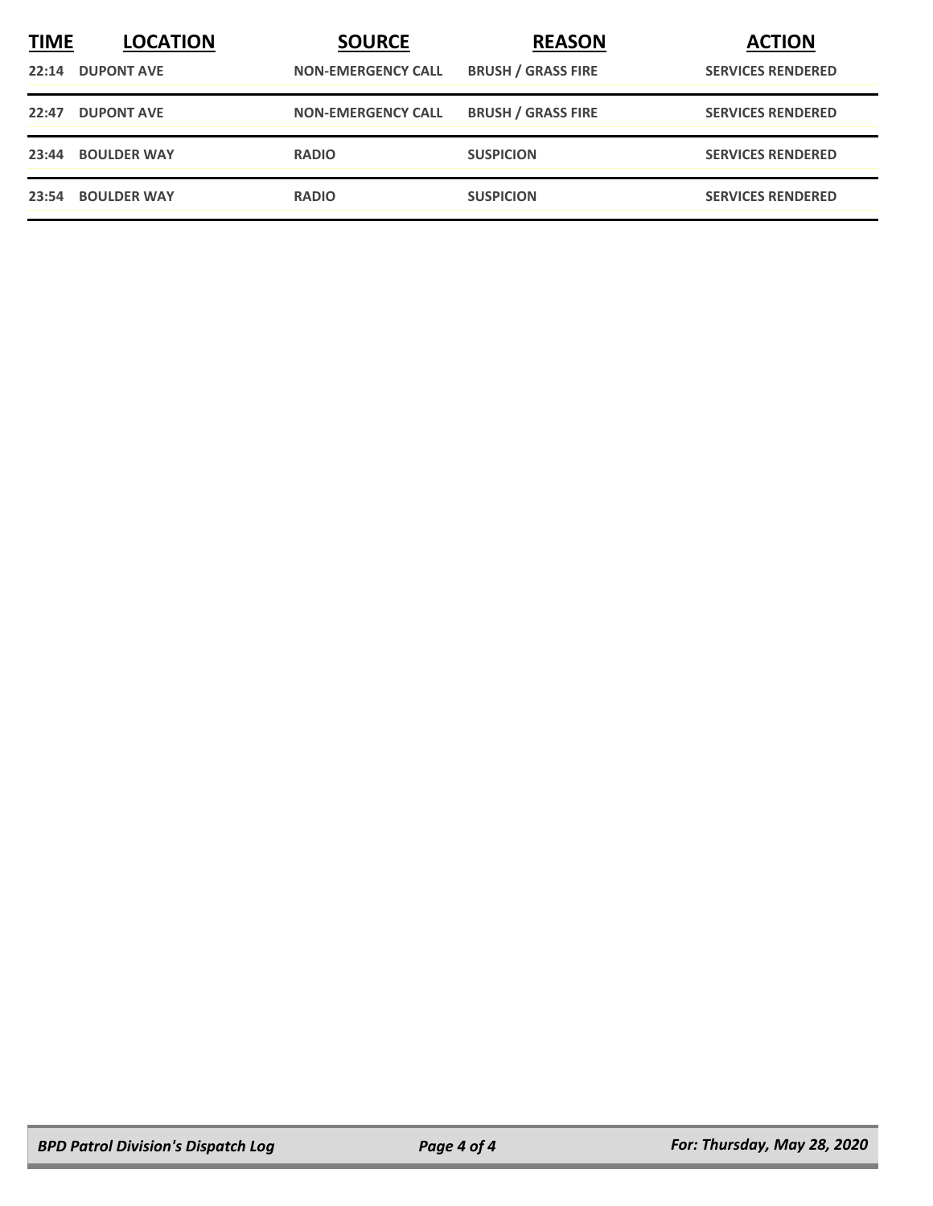| TIME | LOCATION | SOURCE | REASON | ACTION |
|---|---|---|---|---|
| 22:14 | DUPONT AVE | NON-EMERGENCY CALL | BRUSH / GRASS FIRE | SERVICES RENDERED |
| 22:47 | DUPONT AVE | NON-EMERGENCY CALL | BRUSH / GRASS FIRE | SERVICES RENDERED |
| 23:44 | BOULDER WAY | RADIO | SUSPICION | SERVICES RENDERED |
| 23:54 | BOULDER WAY | RADIO | SUSPICION | SERVICES RENDERED |